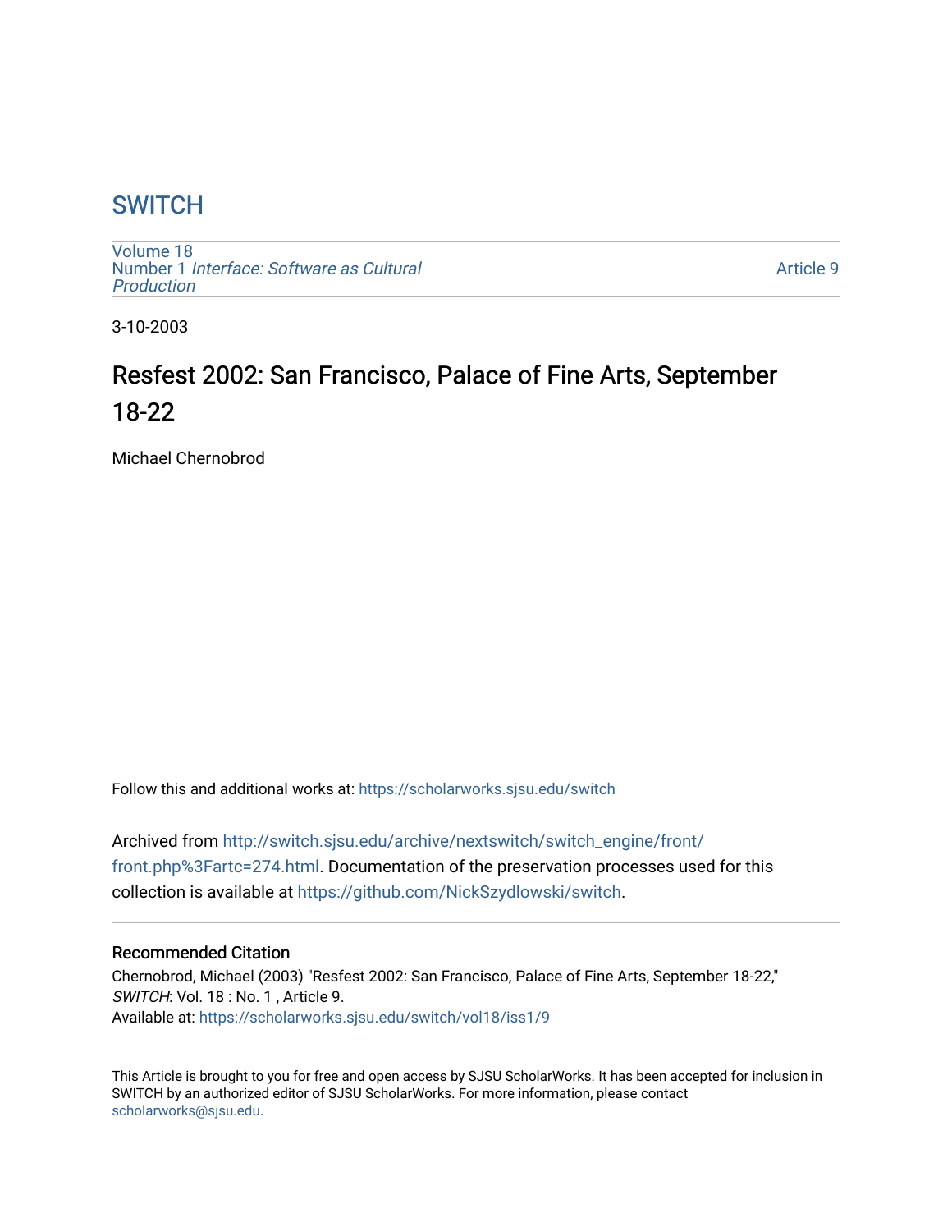# SWITCH

Volume 18
Number 1 *Interface: Software as Cultural Production*

Article 9

3-10-2003

## Resfest 2002: San Francisco, Palace of Fine Arts, September 18-22

Michael Chernobrod

Follow this and additional works at: https://scholarworks.sjsu.edu/switch

Archived from http://switch.sjsu.edu/archive/nextswitch/switch_engine/front/front.php%3Fartc=274.html. Documentation of the preservation processes used for this collection is available at https://github.com/NickSzydlowski/switch.

### Recommended Citation

Chernobrod, Michael (2003) "Resfest 2002: San Francisco, Palace of Fine Arts, September 18-22," *SWITCH*: Vol. 18 : No. 1 , Article 9.
Available at: https://scholarworks.sjsu.edu/switch/vol18/iss1/9

This Article is brought to you for free and open access by SJSU ScholarWorks. It has been accepted for inclusion in SWITCH by an authorized editor of SJSU ScholarWorks. For more information, please contact scholarworks@sjsu.edu.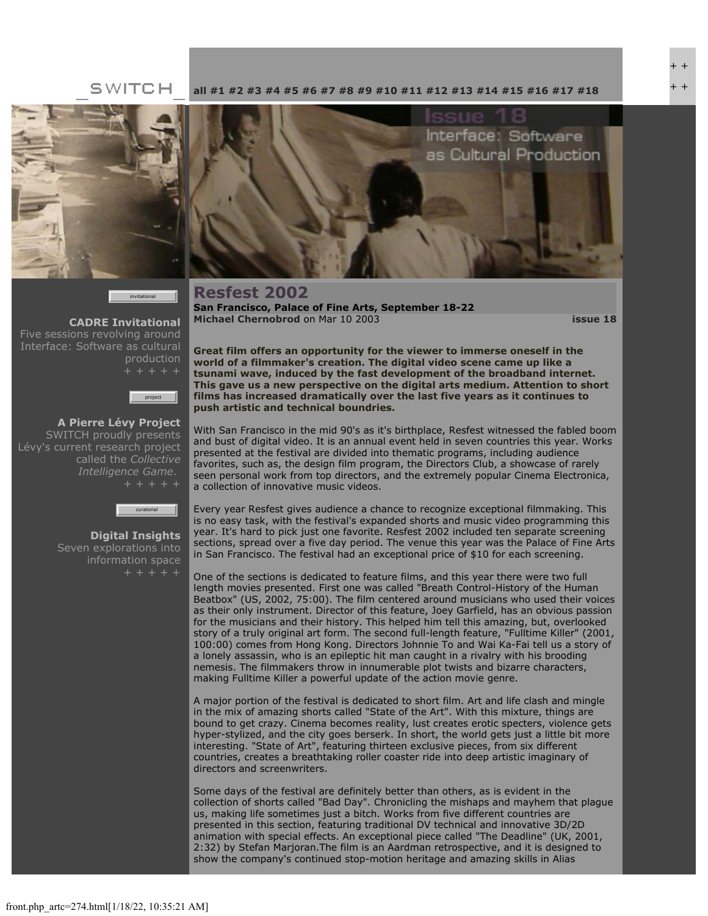_SWITCH_

all #1 #2 #3 #4 #5 #6 #7 #8 #9 #10 #11 #12 #13 #14 #15 #16 #17 #18

Issue 18
Interface: Software as Cultural Production

invitational

**CADRE Invitational**
Five sessions revolving around Interface: Software as cultural production
+ + + + +

project

**A Pierre Lévy Project**
SWITCH proudly presents Lévy's current research project called the *Collective Intelligence Game*.
+ + + + +

curatorial

**Digital Insights**
Seven explorations into information space
+ + + + +

# Resfest 2002

**San Francisco, Palace of Fine Arts, September 18-22**

**Michael Chernobrod** on Mar 10 2003 **issue 18**

**Great film offers an opportunity for the viewer to immerse oneself in the world of a filmmaker's creation. The digital video scene came up like a tsunami wave, induced by the fast development of the broadband internet. This gave us a new perspective on the digital arts medium. Attention to short films has increased dramatically over the last five years as it continues to push artistic and technical boundries.**

With San Francisco in the mid 90's as it's birthplace, Resfest witnessed the fabled boom and bust of digital video. It is an annual event held in seven countries this year. Works presented at the festival are divided into thematic programs, including audience favorites, such as, the design film program, the Directors Club, a showcase of rarely seen personal work from top directors, and the extremely popular Cinema Electronica, a collection of innovative music videos.

Every year Resfest gives audience a chance to recognize exceptional filmmaking. This is no easy task, with the festival's expanded shorts and music video programming this year. It's hard to pick just one favorite. Resfest 2002 included ten separate screening sections, spread over a five day period. The venue this year was the Palace of Fine Arts in San Francisco. The festival had an exceptional price of $10 for each screening.

One of the sections is dedicated to feature films, and this year there were two full length movies presented. First one was called "Breath Control-History of the Human Beatbox" (US, 2002, 75:00). The film centered around musicians who used their voices as their only instrument. Director of this feature, Joey Garfield, has an obvious passion for the musicians and their history. This helped him tell this amazing, but, overlooked story of a truly original art form. The second full-length feature, "Fulltime Killer" (2001, 100:00) comes from Hong Kong. Directors Johnnie To and Wai Ka-Fai tell us a story of a lonely assassin, who is an epileptic hit man caught in a rivalry with his brooding nemesis. The filmmakers throw in innumerable plot twists and bizarre characters, making Fulltime Killer a powerful update of the action movie genre.

A major portion of the festival is dedicated to short film. Art and life clash and mingle in the mix of amazing shorts called "State of the Art". With this mixture, things are bound to get crazy. Cinema becomes reality, lust creates erotic specters, violence gets hyper-stylized, and the city goes berserk. In short, the world gets just a little bit more interesting. "State of Art", featuring thirteen exclusive pieces, from six different countries, creates a breathtaking roller coaster ride into deep artistic imaginary of directors and screenwriters.

Some days of the festival are definitely better than others, as is evident in the collection of shorts called "Bad Day". Chronicling the mishaps and mayhem that plague us, making life sometimes just a bitch. Works from five different countries are presented in this section, featuring traditional DV technical and innovative 3D/2D animation with special effects. An exceptional piece called "The Deadline" (UK, 2001, 2:32) by Stefan Marjoran.The film is an Aardman retrospective, and it is designed to show the company's continued stop-motion heritage and amazing skills in Alias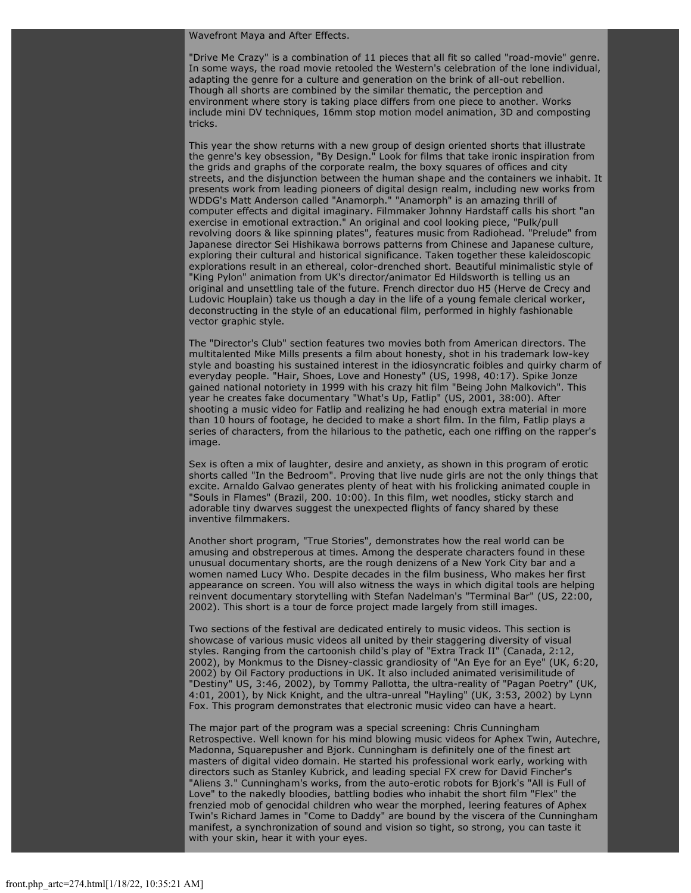Wavefront Maya and After Effects.

"Drive Me Crazy" is a combination of 11 pieces that all fit so called "road-movie" genre. In some ways, the road movie retooled the Western's celebration of the lone individual, adapting the genre for a culture and generation on the brink of all-out rebellion. Though all shorts are combined by the similar thematic, the perception and environment where story is taking place differs from one piece to another. Works include mini DV techniques, 16mm stop motion model animation, 3D and composting tricks.

This year the show returns with a new group of design oriented shorts that illustrate the genre's key obsession, "By Design." Look for films that take ironic inspiration from the grids and graphs of the corporate realm, the boxy squares of offices and city streets, and the disjunction between the human shape and the containers we inhabit. It presents work from leading pioneers of digital design realm, including new works from WDDG's Matt Anderson called "Anamorph." "Anamorph" is an amazing thrill of computer effects and digital imaginary. Filmmaker Johnny Hardstaff calls his short "an exercise in emotional extraction." An original and cool looking piece, "Pulk/pull revolving doors & like spinning plates", features music from Radiohead. "Prelude" from Japanese director Sei Hishikawa borrows patterns from Chinese and Japanese culture, exploring their cultural and historical significance. Taken together these kaleidoscopic explorations result in an ethereal, color-drenched short. Beautiful minimalistic style of "King Pylon" animation from UK's director/animator Ed Hildsworth is telling us an original and unsettling tale of the future. French director duo H5 (Herve de Crecy and Ludovic Houplain) take us though a day in the life of a young female clerical worker, deconstructing in the style of an educational film, performed in highly fashionable vector graphic style.

The "Director's Club" section features two movies both from American directors. The multitalented Mike Mills presents a film about honesty, shot in his trademark low-key style and boasting his sustained interest in the idiosyncratic foibles and quirky charm of everyday people. "Hair, Shoes, Love and Honesty" (US, 1998, 40:17). Spike Jonze gained national notoriety in 1999 with his crazy hit film "Being John Malkovich". This year he creates fake documentary "What's Up, Fatlip" (US, 2001, 38:00). After shooting a music video for Fatlip and realizing he had enough extra material in more than 10 hours of footage, he decided to make a short film. In the film, Fatlip plays a series of characters, from the hilarious to the pathetic, each one riffing on the rapper's image.

Sex is often a mix of laughter, desire and anxiety, as shown in this program of erotic shorts called "In the Bedroom". Proving that live nude girls are not the only things that excite. Arnaldo Galvao generates plenty of heat with his frolicking animated couple in "Souls in Flames" (Brazil, 200. 10:00). In this film, wet noodles, sticky starch and adorable tiny dwarves suggest the unexpected flights of fancy shared by these inventive filmmakers.

Another short program, "True Stories", demonstrates how the real world can be amusing and obstreperous at times. Among the desperate characters found in these unusual documentary shorts, are the rough denizens of a New York City bar and a women named Lucy Who. Despite decades in the film business, Who makes her first appearance on screen. You will also witness the ways in which digital tools are helping reinvent documentary storytelling with Stefan Nadelman's "Terminal Bar" (US, 22:00, 2002). This short is a tour de force project made largely from still images.

Two sections of the festival are dedicated entirely to music videos. This section is showcase of various music videos all united by their staggering diversity of visual styles. Ranging from the cartoonish child's play of "Extra Track II" (Canada, 2:12, 2002), by Monkmus to the Disney-classic grandiosity of "An Eye for an Eye" (UK, 6:20, 2002) by Oil Factory productions in UK. It also included animated verisimilitude of "Destiny" US, 3:46, 2002), by Tommy Pallotta, the ultra-reality of "Pagan Poetry" (UK, 4:01, 2001), by Nick Knight, and the ultra-unreal "Hayling" (UK, 3:53, 2002) by Lynn Fox. This program demonstrates that electronic music video can have a heart.

The major part of the program was a special screening: Chris Cunningham Retrospective. Well known for his mind blowing music videos for Aphex Twin, Autechre, Madonna, Squarepusher and Bjork. Cunningham is definitely one of the finest art masters of digital video domain. He started his professional work early, working with directors such as Stanley Kubrick, and leading special FX crew for David Fincher's "Aliens 3." Cunningham's works, from the auto-erotic robots for Bjork's "All is Full of Love" to the nakedly bloodies, battling bodies who inhabit the short film "Flex" the frenzied mob of genocidal children who wear the morphed, leering features of Aphex Twin's Richard James in "Come to Daddy" are bound by the viscera of the Cunningham manifest, a synchronization of sound and vision so tight, so strong, you can taste it with your skin, hear it with your eyes.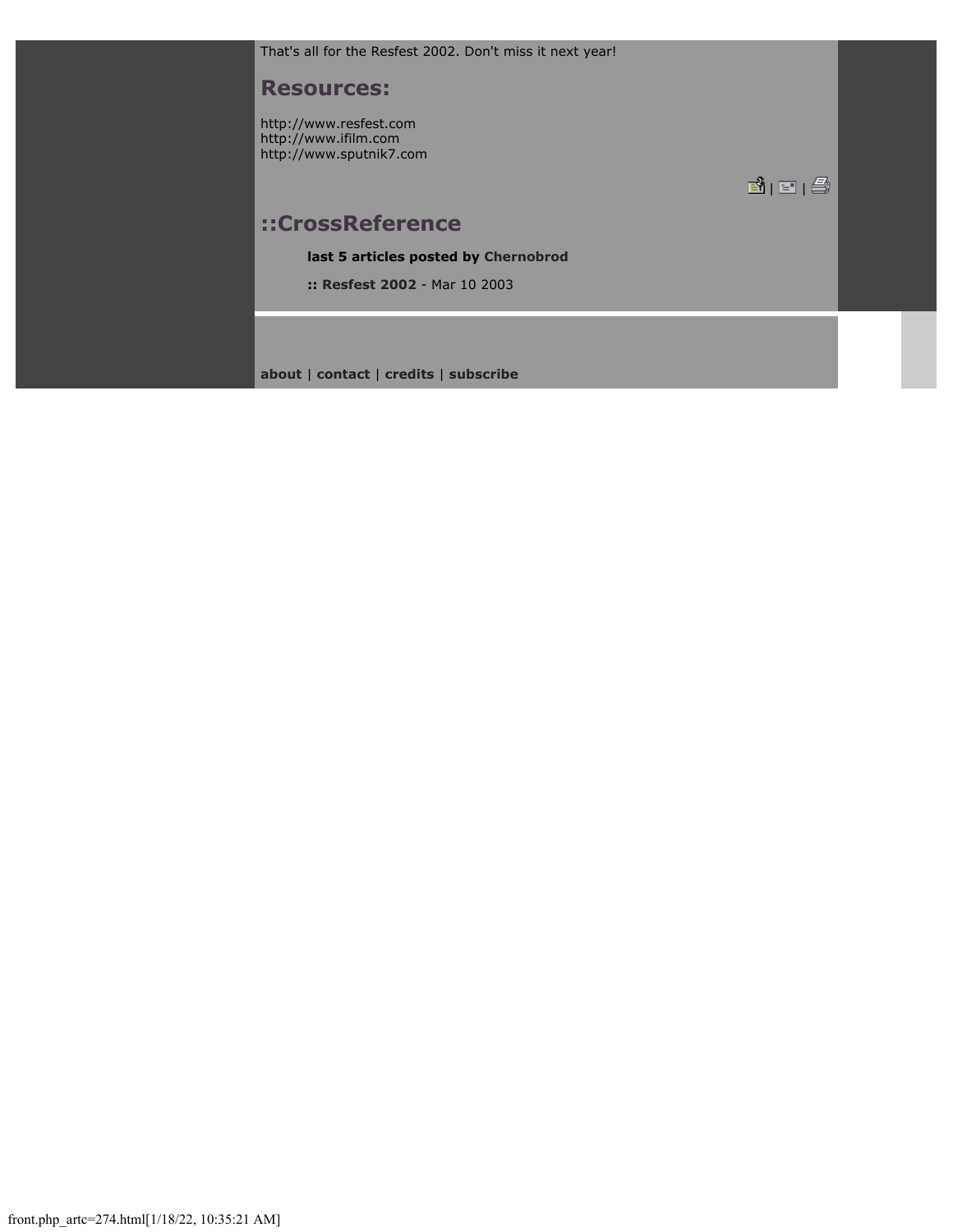That's all for the Resfest 2002. Don't miss it next year!

## Resources:

http://www.resfest.com
http://www.ifilm.com
http://www.sputnik7.com

## ::CrossReference

**last 5 articles posted by Chernobrod**

**:: Resfest 2002** - Mar 10 2003

**about** | **contact** | **credits** | **subscribe**